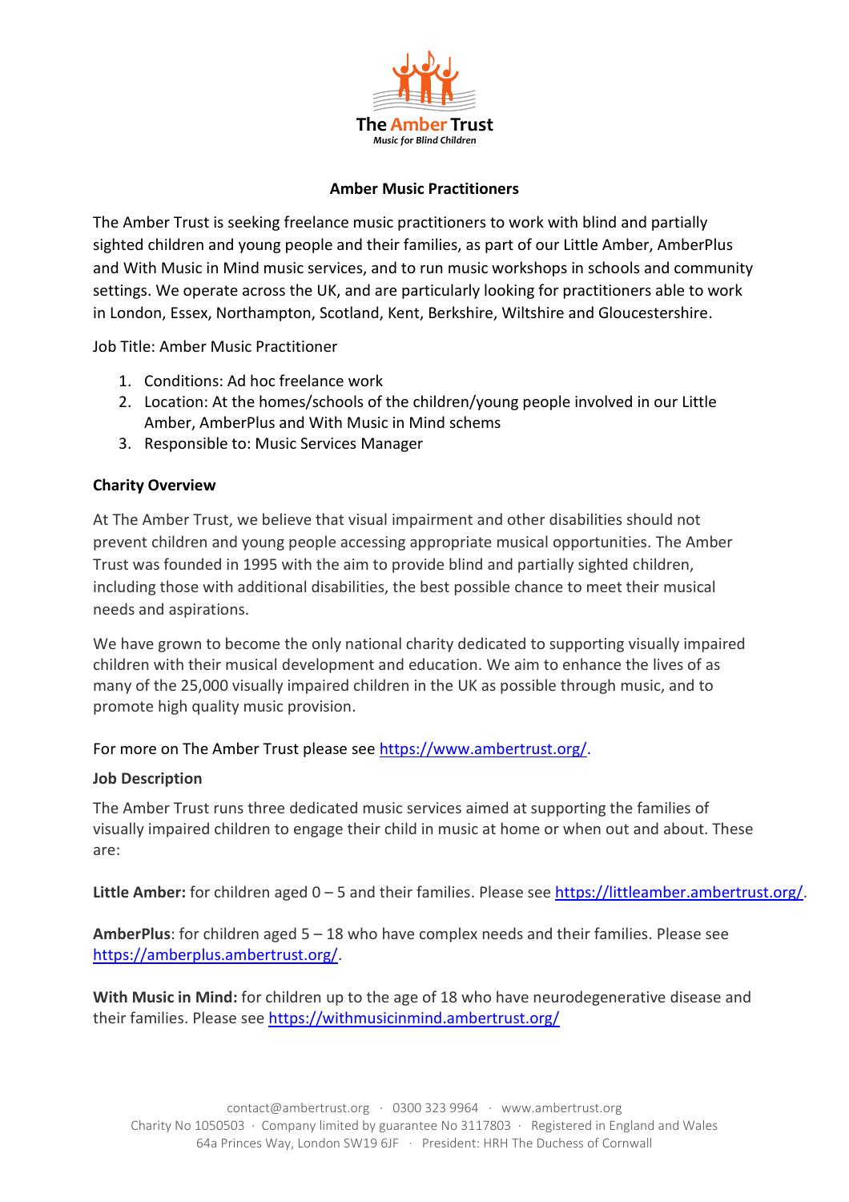The Amber Trust
*Music for Blind Children*

# Amber Music Practitioners

The Amber Trust is seeking freelance music practitioners to work with blind and partially sighted children and young people and their families, as part of our Little Amber, AmberPlus and With Music in Mind music services, and to run music workshops in schools and community settings. We operate across the UK, and are particularly looking for practitioners able to work in London, Essex, Northampton, Scotland, Kent, Berkshire, Wiltshire and Gloucestershire.

Job Title: Amber Music Practitioner

1. Conditions: Ad hoc freelance work
2. Location: At the homes/schools of the children/young people involved in our Little Amber, AmberPlus and With Music in Mind schems
3. Responsible to: Music Services Manager

## Charity Overview

At The Amber Trust, we believe that visual impairment and other disabilities should not prevent children and young people accessing appropriate musical opportunities. The Amber Trust was founded in 1995 with the aim to provide blind and partially sighted children, including those with additional disabilities, the best possible chance to meet their musical needs and aspirations.

We have grown to become the only national charity dedicated to supporting visually impaired children with their musical development and education. We aim to enhance the lives of as many of the 25,000 visually impaired children in the UK as possible through music, and to promote high quality music provision.

For more on The Amber Trust please see https://www.ambertrust.org/.

## Job Description

The Amber Trust runs three dedicated music services aimed at supporting the families of visually impaired children to engage their child in music at home or when out and about. These are:

**Little Amber:** for children aged 0 – 5 and their families. Please see https://littleamber.ambertrust.org/.

**AmberPlus**: for children aged 5 – 18 who have complex needs and their families. Please see https://amberplus.ambertrust.org/.

**With Music in Mind:** for children up to the age of 18 who have neurodegenerative disease and their families. Please see https://withmusicinmind.ambertrust.org/

contact@ambertrust.org · 0300 323 9964 · www.ambertrust.org
Charity No 1050503 · Company limited by guarantee No 3117803 · Registered in England and Wales
64a Princes Way, London SW19 6JF · President: HRH The Duchess of Cornwall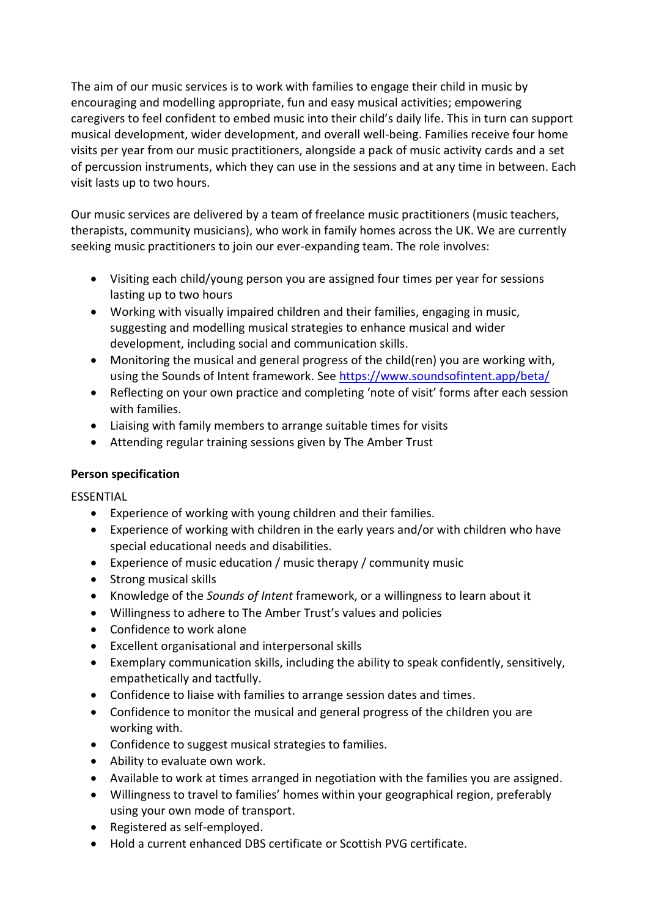The aim of our music services is to work with families to engage their child in music by encouraging and modelling appropriate, fun and easy musical activities; empowering caregivers to feel confident to embed music into their child's daily life. This in turn can support musical development, wider development, and overall well-being. Families receive four home visits per year from our music practitioners, alongside a pack of music activity cards and a set of percussion instruments, which they can use in the sessions and at any time in between. Each visit lasts up to two hours.

Our music services are delivered by a team of freelance music practitioners (music teachers, therapists, community musicians), who work in family homes across the UK. We are currently seeking music practitioners to join our ever-expanding team. The role involves:

- Visiting each child/young person you are assigned four times per year for sessions lasting up to two hours
- Working with visually impaired children and their families, engaging in music, suggesting and modelling musical strategies to enhance musical and wider development, including social and communication skills.
- Monitoring the musical and general progress of the child(ren) you are working with, using the Sounds of Intent framework. See [https://www.soundsofintent.app/beta/](https://www.soundsofintent.app/beta/)
- Reflecting on your own practice and completing 'note of visit' forms after each session with families.
- Liaising with family members to arrange suitable times for visits
- Attending regular training sessions given by The Amber Trust

**Person specification**

ESSENTIAL

- Experience of working with young children and their families.
- Experience of working with children in the early years and/or with children who have special educational needs and disabilities.
- Experience of music education / music therapy / community music
- Strong musical skills
- Knowledge of the *Sounds of Intent* framework, or a willingness to learn about it
- Willingness to adhere to The Amber Trust's values and policies
- Confidence to work alone
- Excellent organisational and interpersonal skills
- Exemplary communication skills, including the ability to speak confidently, sensitively, empathetically and tactfully.
- Confidence to liaise with families to arrange session dates and times.
- Confidence to monitor the musical and general progress of the children you are working with.
- Confidence to suggest musical strategies to families.
- Ability to evaluate own work.
- Available to work at times arranged in negotiation with the families you are assigned.
- Willingness to travel to families' homes within your geographical region, preferably using your own mode of transport.
- Registered as self-employed.
- Hold a current enhanced DBS certificate or Scottish PVG certificate.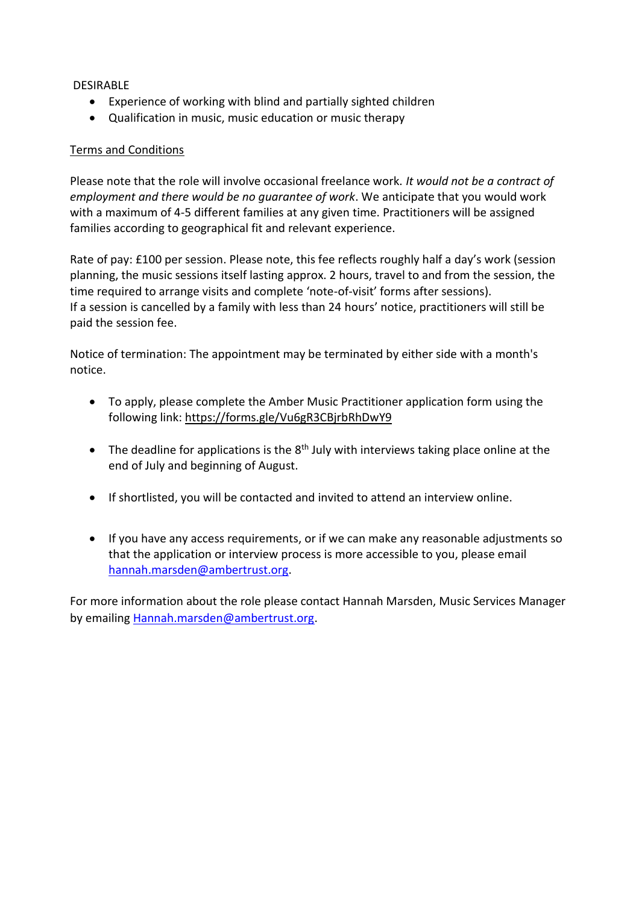DESIRABLE

- Experience of working with blind and partially sighted children
- Qualification in music, music education or music therapy

## Terms and Conditions

Please note that the role will involve occasional freelance work. *It would not be a contract of employment and there would be no guarantee of work*. We anticipate that you would work with a maximum of 4-5 different families at any given time. Practitioners will be assigned families according to geographical fit and relevant experience.

Rate of pay: £100 per session. Please note, this fee reflects roughly half a day's work (session planning, the music sessions itself lasting approx. 2 hours, travel to and from the session, the time required to arrange visits and complete 'note-of-visit' forms after sessions).
If a session is cancelled by a family with less than 24 hours' notice, practitioners will still be paid the session fee.

Notice of termination: The appointment may be terminated by either side with a month's notice.

- To apply, please complete the Amber Music Practitioner application form using the following link: https://forms.gle/Vu6gR3CBjrbRhDwY9
- The deadline for applications is the 8th July with interviews taking place online at the end of July and beginning of August.
- If shortlisted, you will be contacted and invited to attend an interview online.
- If you have any access requirements, or if we can make any reasonable adjustments so that the application or interview process is more accessible to you, please email hannah.marsden@ambertrust.org.

For more information about the role please contact Hannah Marsden, Music Services Manager by emailing Hannah.marsden@ambertrust.org.